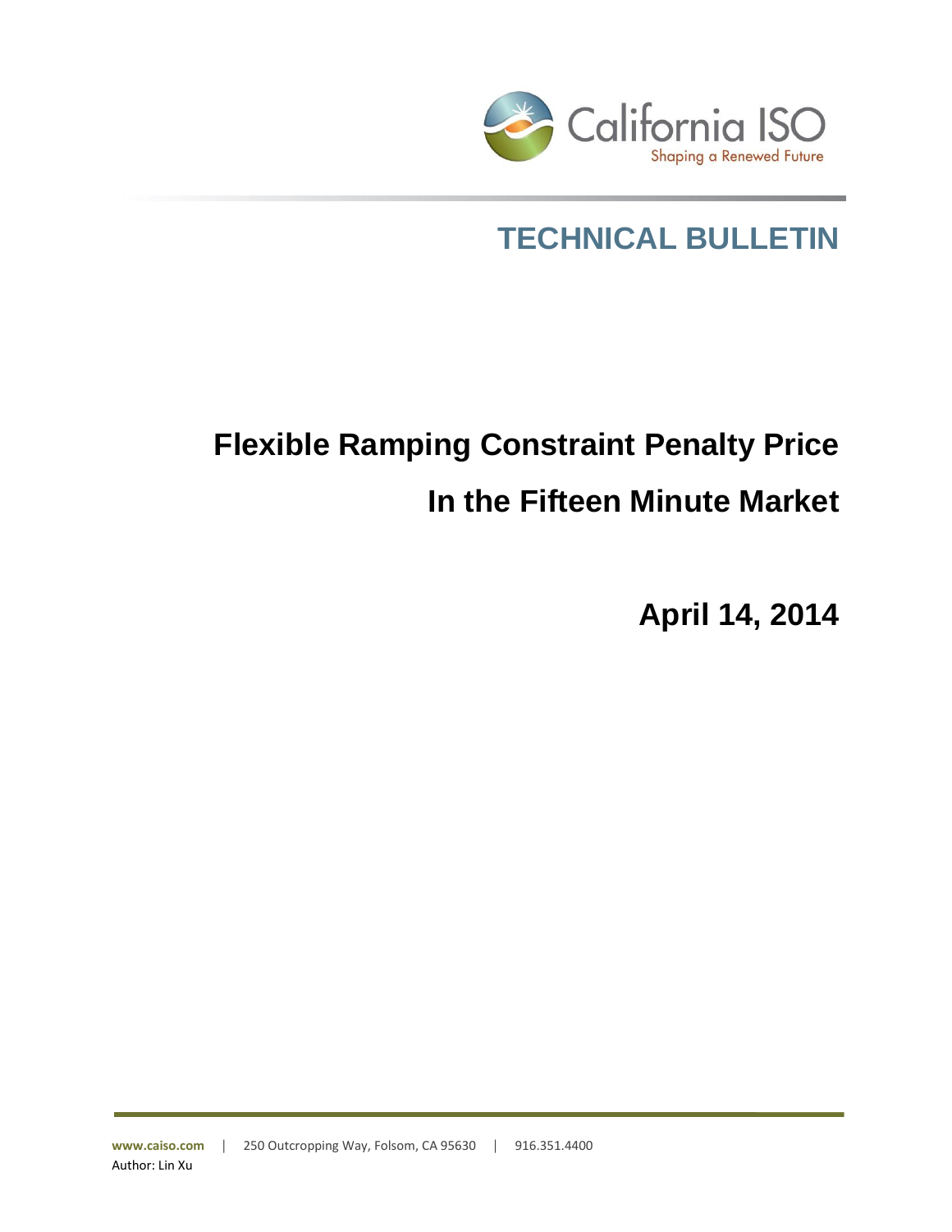California ISO

Shaping a Renewed Future

# TECHNICAL BULLETIN

# Flexible Ramping Constraint Penalty Price In the Fifteen Minute Market

## April 14, 2014

www.caiso.com | 250 Outcropping Way, Folsom, CA 95630 | 916.351.4400

Author: Lin Xu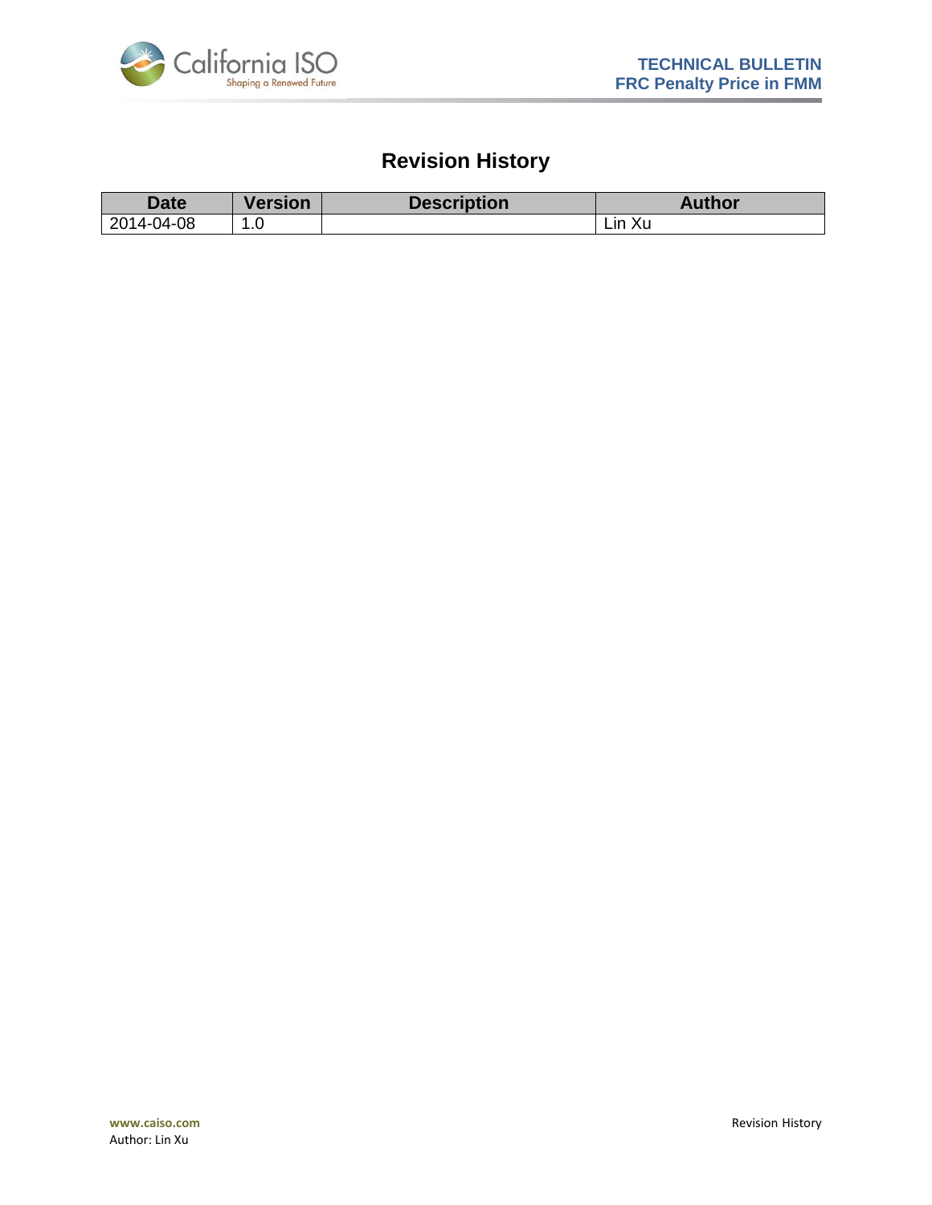# Revision History

| Date | Version | Description | Author |
|---|---|---|---|
| 2014-04-08 | 1.0 | | Lin Xu |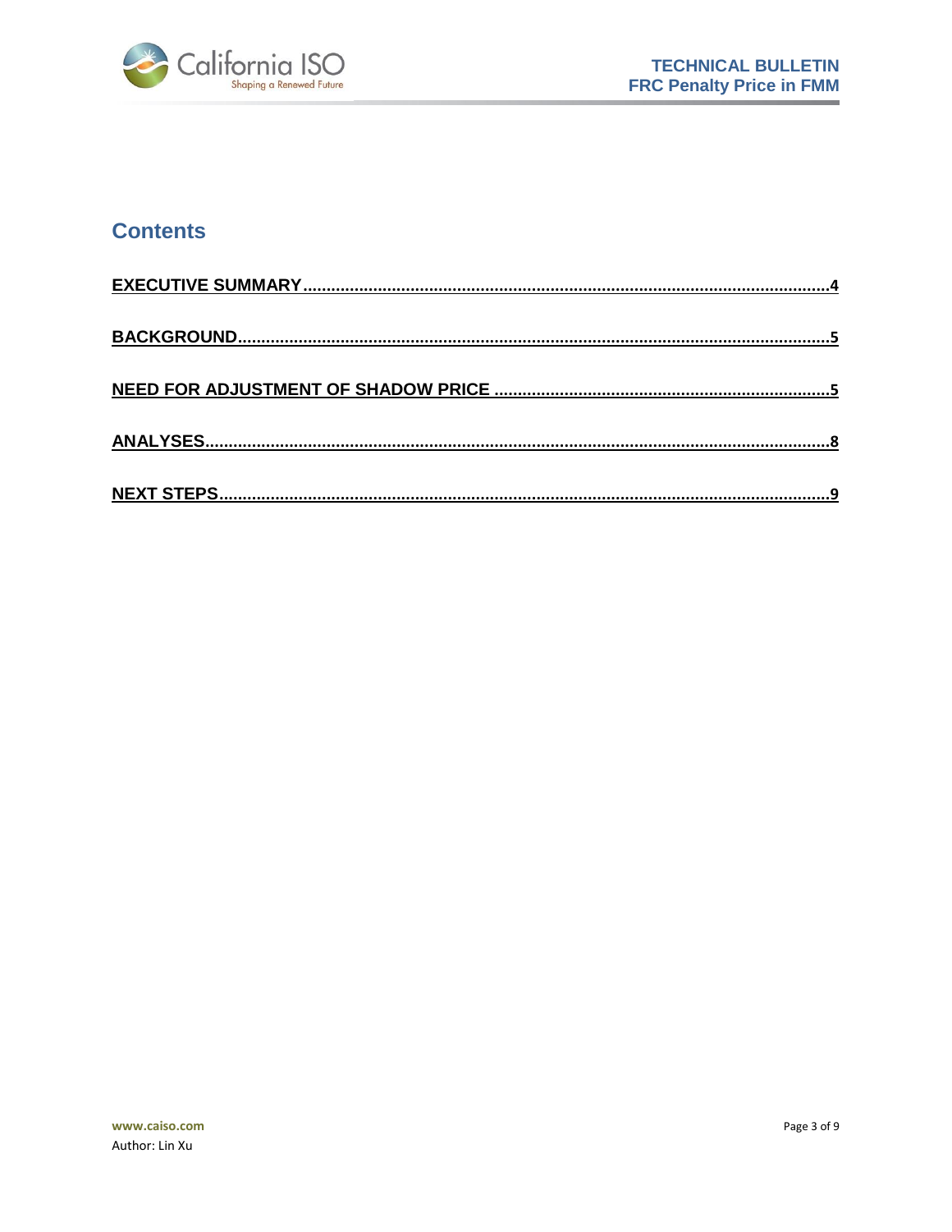## Contents

EXECUTIVE SUMMARY ..... 4

BACKGROUND ..... 5

NEED FOR ADJUSTMENT OF SHADOW PRICE ..... 5

ANALYSES ..... 8

NEXT STEPS ..... 9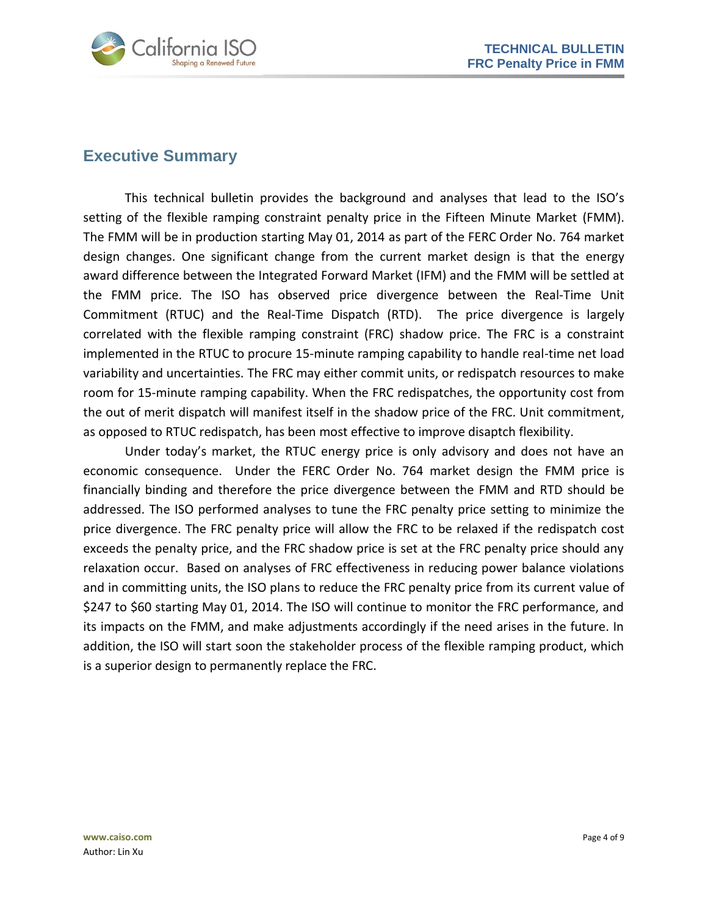## Executive Summary

This technical bulletin provides the background and analyses that lead to the ISO's setting of the flexible ramping constraint penalty price in the Fifteen Minute Market (FMM). The FMM will be in production starting May 01, 2014 as part of the FERC Order No. 764 market design changes. One significant change from the current market design is that the energy award difference between the Integrated Forward Market (IFM) and the FMM will be settled at the FMM price. The ISO has observed price divergence between the Real-Time Unit Commitment (RTUC) and the Real-Time Dispatch (RTD). The price divergence is largely correlated with the flexible ramping constraint (FRC) shadow price. The FRC is a constraint implemented in the RTUC to procure 15-minute ramping capability to handle real-time net load variability and uncertainties. The FRC may either commit units, or redispatch resources to make room for 15-minute ramping capability. When the FRC redispatches, the opportunity cost from the out of merit dispatch will manifest itself in the shadow price of the FRC. Unit commitment, as opposed to RTUC redispatch, has been most effective to improve disaptch flexibility.

Under today's market, the RTUC energy price is only advisory and does not have an economic consequence. Under the FERC Order No. 764 market design the FMM price is financially binding and therefore the price divergence between the FMM and RTD should be addressed. The ISO performed analyses to tune the FRC penalty price setting to minimize the price divergence. The FRC penalty price will allow the FRC to be relaxed if the redispatch cost exceeds the penalty price, and the FRC shadow price is set at the FRC penalty price should any relaxation occur. Based on analyses of FRC effectiveness in reducing power balance violations and in committing units, the ISO plans to reduce the FRC penalty price from its current value of $247 to $60 starting May 01, 2014. The ISO will continue to monitor the FRC performance, and its impacts on the FMM, and make adjustments accordingly if the need arises in the future. In addition, the ISO will start soon the stakeholder process of the flexible ramping product, which is a superior design to permanently replace the FRC.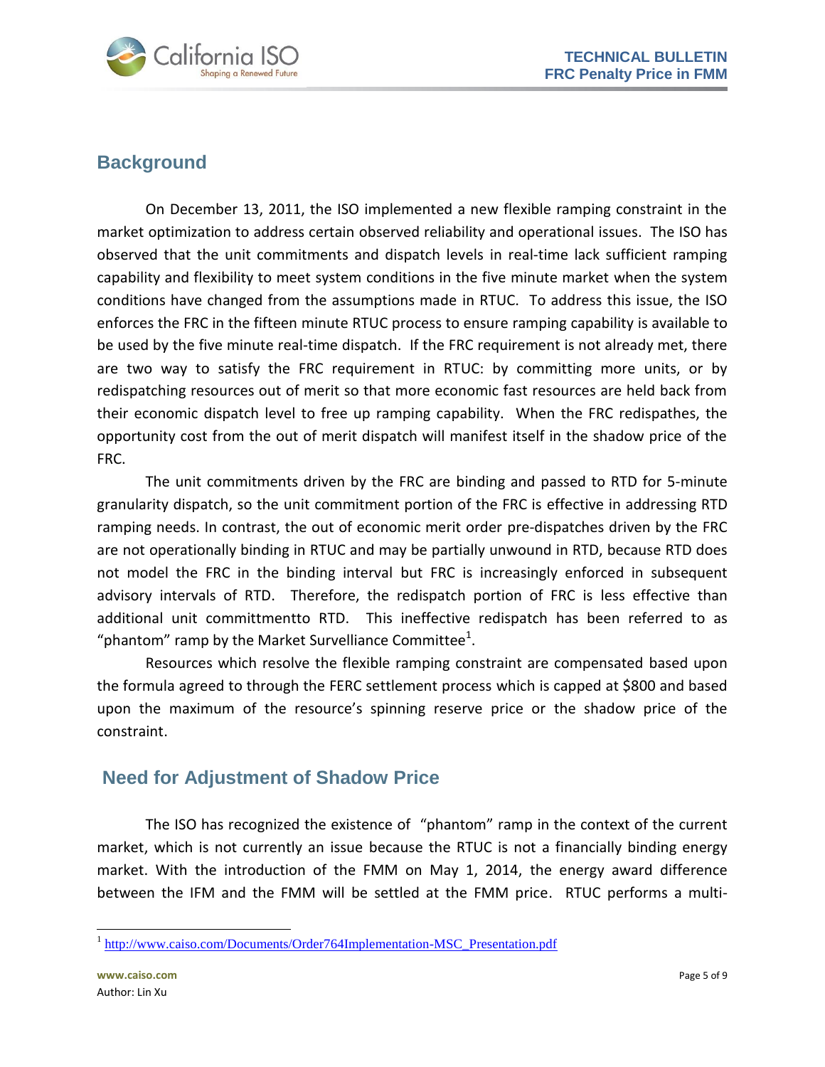## Background

On December 13, 2011, the ISO implemented a new flexible ramping constraint in the market optimization to address certain observed reliability and operational issues. The ISO has observed that the unit commitments and dispatch levels in real-time lack sufficient ramping capability and flexibility to meet system conditions in the five minute market when the system conditions have changed from the assumptions made in RTUC. To address this issue, the ISO enforces the FRC in the fifteen minute RTUC process to ensure ramping capability is available to be used by the five minute real-time dispatch. If the FRC requirement is not already met, there are two way to satisfy the FRC requirement in RTUC: by committing more units, or by redispatching resources out of merit so that more economic fast resources are held back from their economic dispatch level to free up ramping capability. When the FRC redispathes, the opportunity cost from the out of merit dispatch will manifest itself in the shadow price of the FRC.

The unit commitments driven by the FRC are binding and passed to RTD for 5-minute granularity dispatch, so the unit commitment portion of the FRC is effective in addressing RTD ramping needs. In contrast, the out of economic merit order pre-dispatches driven by the FRC are not operationally binding in RTUC and may be partially unwound in RTD, because RTD does not model the FRC in the binding interval but FRC is increasingly enforced in subsequent advisory intervals of RTD. Therefore, the redispatch portion of FRC is less effective than additional unit committmentto RTD. This ineffective redispatch has been referred to as "phantom" ramp by the Market Survelliance Committee[1].

Resources which resolve the flexible ramping constraint are compensated based upon the formula agreed to through the FERC settlement process which is capped at $800 and based upon the maximum of the resource's spinning reserve price or the shadow price of the constraint.

## Need for Adjustment of Shadow Price

The ISO has recognized the existence of "phantom" ramp in the context of the current market, which is not currently an issue because the RTUC is not a financially binding energy market. With the introduction of the FMM on May 1, 2014, the energy award difference between the IFM and the FMM will be settled at the FMM price. RTUC performs a multi-

[1] http://www.caiso.com/Documents/Order764Implementation-MSC_Presentation.pdf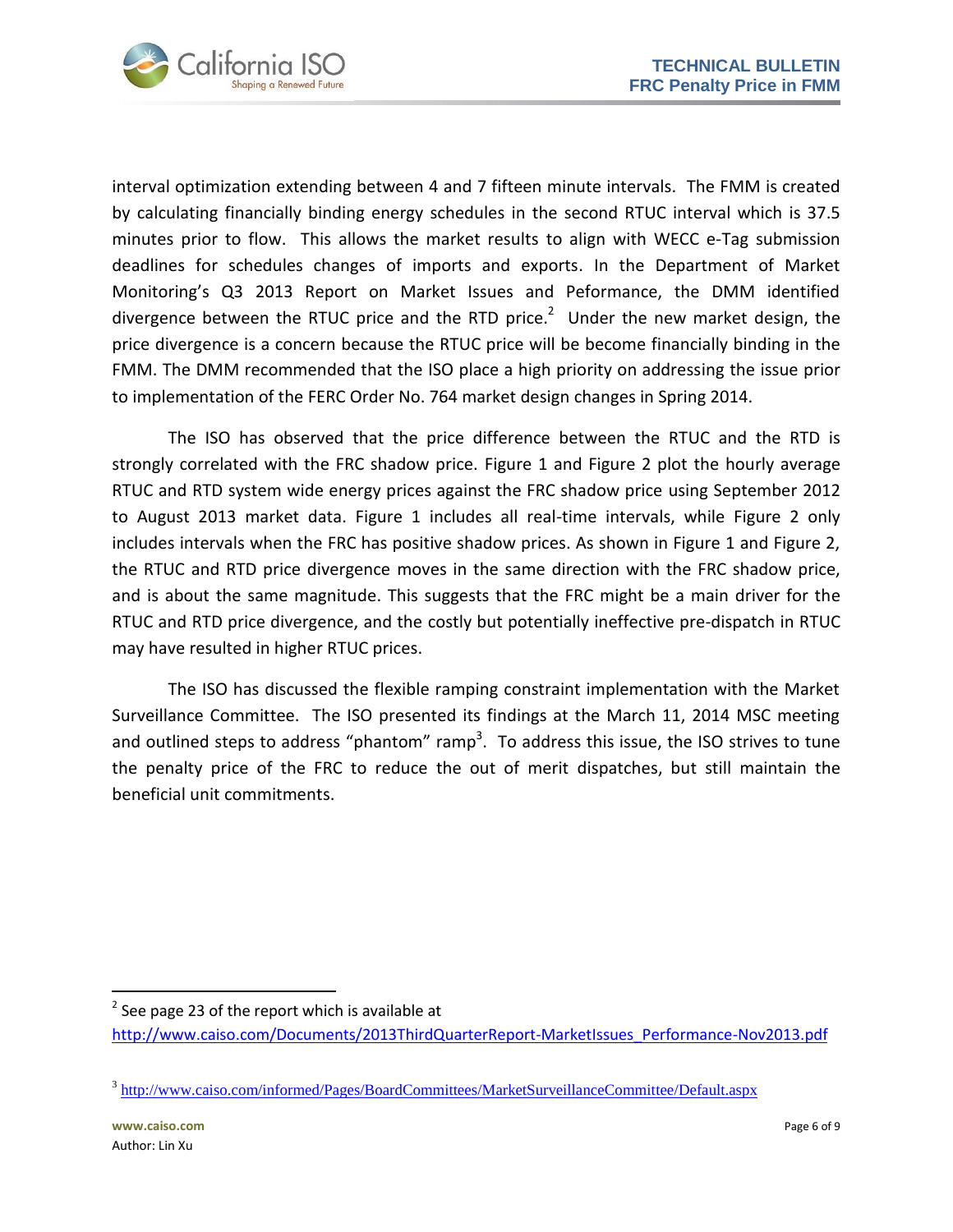interval optimization extending between 4 and 7 fifteen minute intervals. The FMM is created by calculating financially binding energy schedules in the second RTUC interval which is 37.5 minutes prior to flow. This allows the market results to align with WECC e-Tag submission deadlines for schedules changes of imports and exports. In the Department of Market Monitoring's Q3 2013 Report on Market Issues and Peformance, the DMM identified divergence between the RTUC price and the RTD price.[2] Under the new market design, the price divergence is a concern because the RTUC price will be become financially binding in the FMM. The DMM recommended that the ISO place a high priority on addressing the issue prior to implementation of the FERC Order No. 764 market design changes in Spring 2014.

The ISO has observed that the price difference between the RTUC and the RTD is strongly correlated with the FRC shadow price. Figure 1 and Figure 2 plot the hourly average RTUC and RTD system wide energy prices against the FRC shadow price using September 2012 to August 2013 market data. Figure 1 includes all real-time intervals, while Figure 2 only includes intervals when the FRC has positive shadow prices. As shown in Figure 1 and Figure 2, the RTUC and RTD price divergence moves in the same direction with the FRC shadow price, and is about the same magnitude. This suggests that the FRC might be a main driver for the RTUC and RTD price divergence, and the costly but potentially ineffective pre-dispatch in RTUC may have resulted in higher RTUC prices.

The ISO has discussed the flexible ramping constraint implementation with the Market Surveillance Committee. The ISO presented its findings at the March 11, 2014 MSC meeting and outlined steps to address "phantom" ramp[3]. To address this issue, the ISO strives to tune the penalty price of the FRC to reduce the out of merit dispatches, but still maintain the beneficial unit commitments.

---

[2] See page 23 of the report which is available at http://www.caiso.com/Documents/2013ThirdQuarterReport-MarketIssues_Performance-Nov2013.pdf

[3] http://www.caiso.com/informed/Pages/BoardCommittees/MarketSurveillanceCommittee/Default.aspx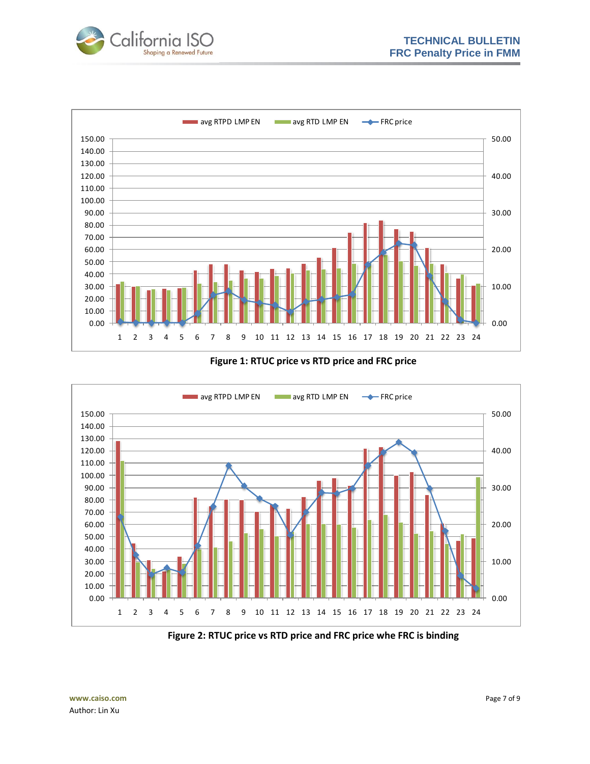Figure 1: RTUC price vs RTD price and FRC price

Figure 2: RTUC price vs RTD price and FRC price whe FRC is binding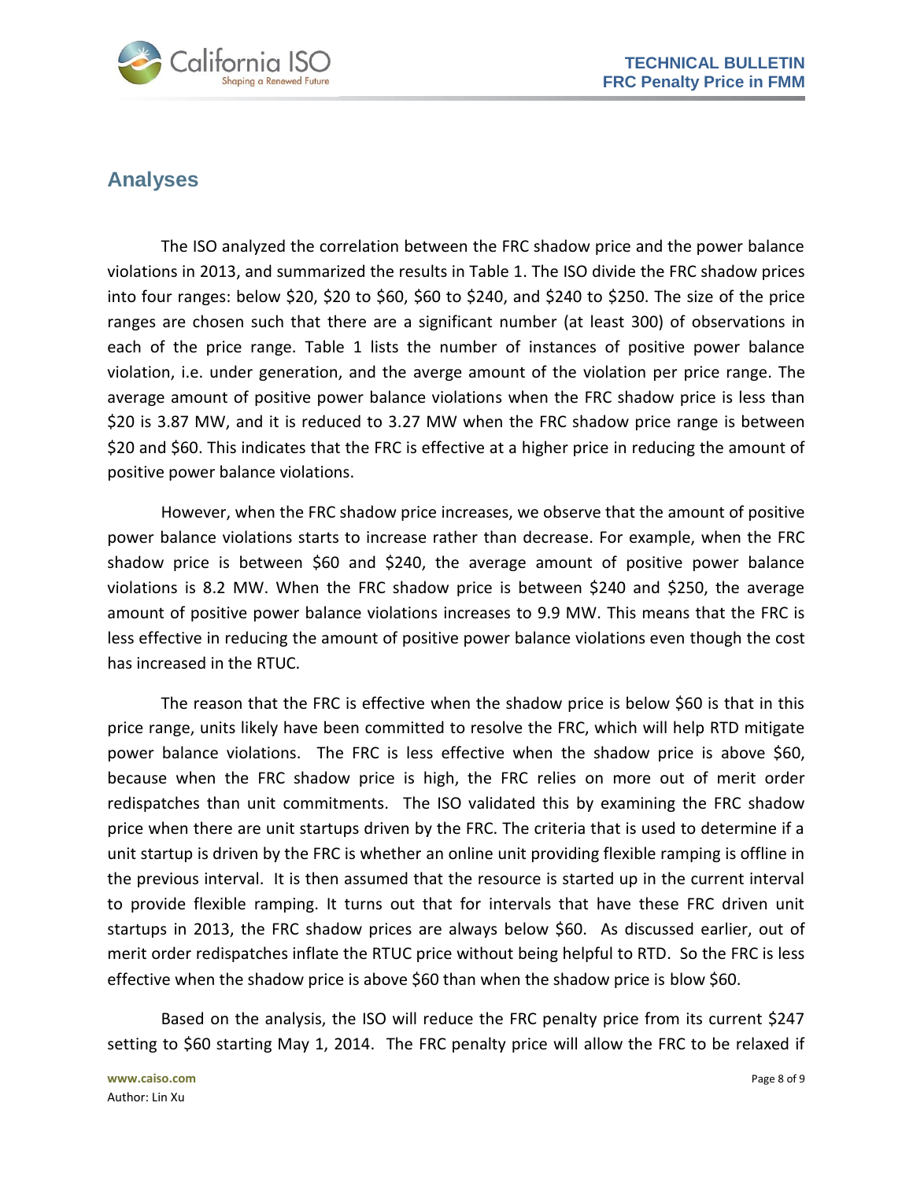## Analyses

The ISO analyzed the correlation between the FRC shadow price and the power balance violations in 2013, and summarized the results in Table 1. The ISO divide the FRC shadow prices into four ranges: below $20, $20 to $60, $60 to $240, and $240 to $250. The size of the price ranges are chosen such that there are a significant number (at least 300) of observations in each of the price range. Table 1 lists the number of instances of positive power balance violation, i.e. under generation, and the averge amount of the violation per price range. The average amount of positive power balance violations when the FRC shadow price is less than $20 is 3.87 MW, and it is reduced to 3.27 MW when the FRC shadow price range is between $20 and $60. This indicates that the FRC is effective at a higher price in reducing the amount of positive power balance violations.

However, when the FRC shadow price increases, we observe that the amount of positive power balance violations starts to increase rather than decrease. For example, when the FRC shadow price is between $60 and $240, the average amount of positive power balance violations is 8.2 MW. When the FRC shadow price is between $240 and $250, the average amount of positive power balance violations increases to 9.9 MW. This means that the FRC is less effective in reducing the amount of positive power balance violations even though the cost has increased in the RTUC.

The reason that the FRC is effective when the shadow price is below $60 is that in this price range, units likely have been committed to resolve the FRC, which will help RTD mitigate power balance violations. The FRC is less effective when the shadow price is above $60, because when the FRC shadow price is high, the FRC relies on more out of merit order redispatches than unit commitments. The ISO validated this by examining the FRC shadow price when there are unit startups driven by the FRC. The criteria that is used to determine if a unit startup is driven by the FRC is whether an online unit providing flexible ramping is offline in the previous interval. It is then assumed that the resource is started up in the current interval to provide flexible ramping. It turns out that for intervals that have these FRC driven unit startups in 2013, the FRC shadow prices are always below $60. As discussed earlier, out of merit order redispatches inflate the RTUC price without being helpful to RTD. So the FRC is less effective when the shadow price is above $60 than when the shadow price is blow $60.

Based on the analysis, the ISO will reduce the FRC penalty price from its current $247 setting to $60 starting May 1, 2014. The FRC penalty price will allow the FRC to be relaxed if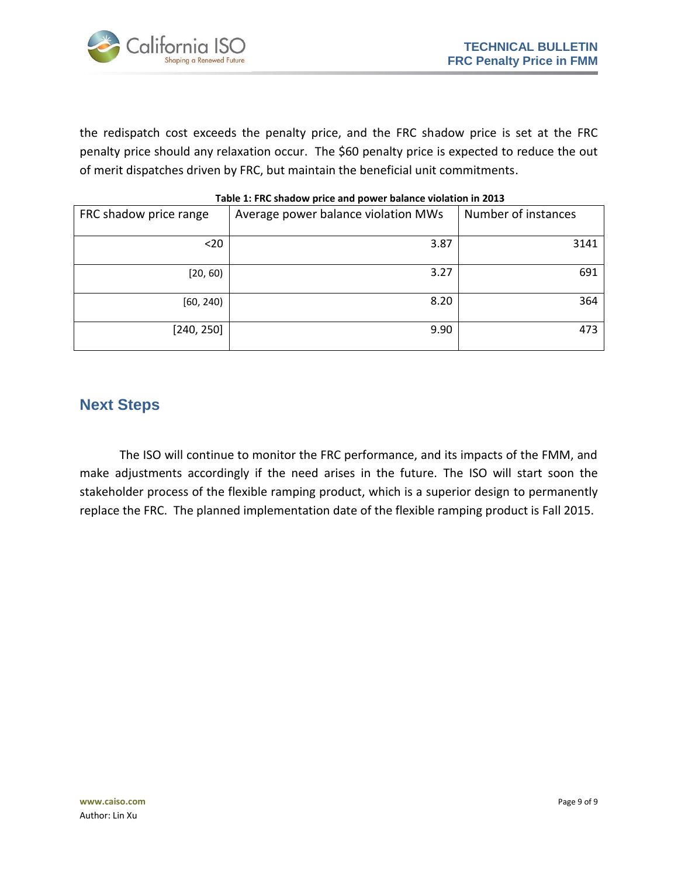the redispatch cost exceeds the penalty price, and the FRC shadow price is set at the FRC penalty price should any relaxation occur. The $60 penalty price is expected to reduce the out of merit dispatches driven by FRC, but maintain the beneficial unit commitments.

**Table 1: FRC shadow price and power balance violation in 2013**

| FRC shadow price range | Average power balance violation MWs | Number of instances |
|---:|---:|---:|
| <20 | 3.87 | 3141 |
| [20, 60) | 3.27 | 691 |
| [60, 240) | 8.20 | 364 |
| [240, 250] | 9.90 | 473 |

## Next Steps

The ISO will continue to monitor the FRC performance, and its impacts of the FMM, and make adjustments accordingly if the need arises in the future. The ISO will start soon the stakeholder process of the flexible ramping product, which is a superior design to permanently replace the FRC. The planned implementation date of the flexible ramping product is Fall 2015.

www.caiso.com
Author: Lin Xu